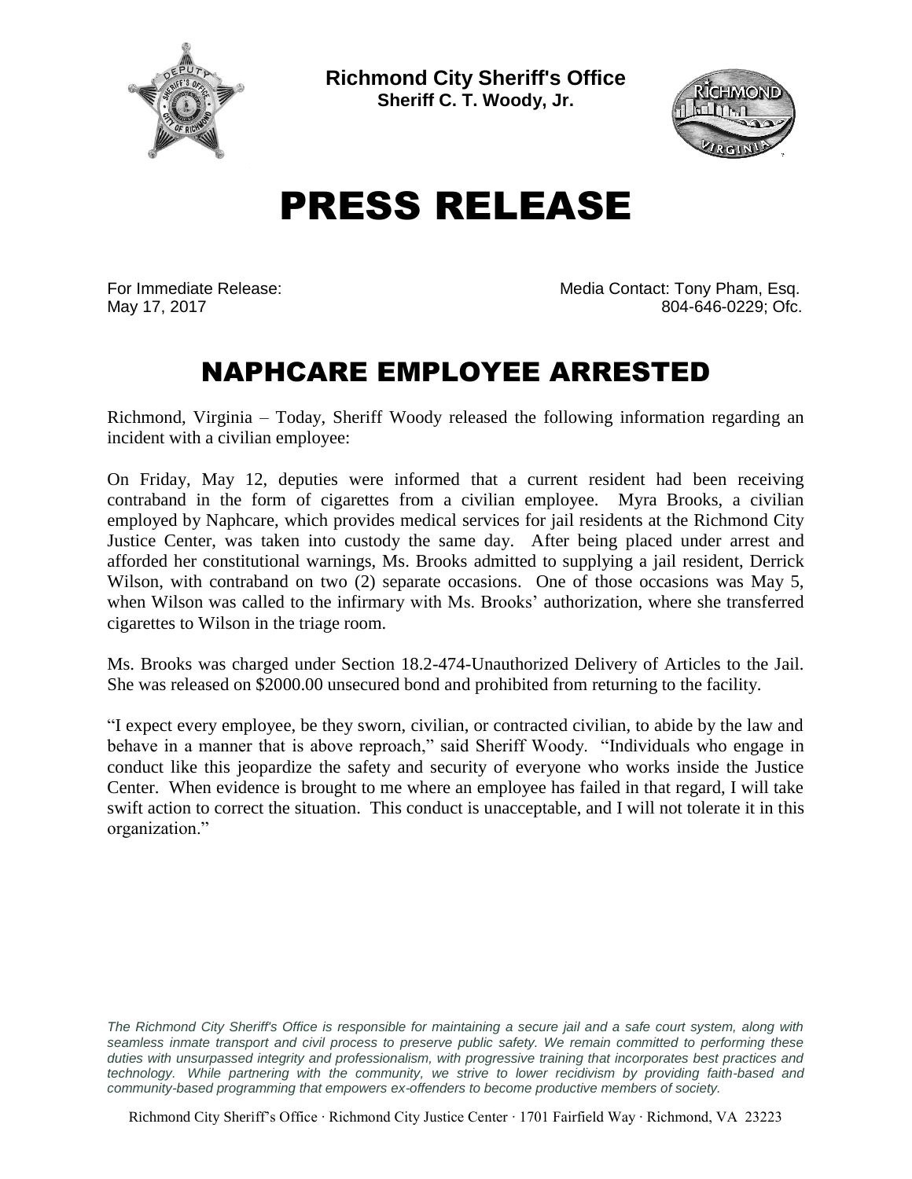**Richmond City Sheriff's Office**
**Sheriff C. T. Woody, Jr.**

# PRESS RELEASE

For Immediate Release:
May 17, 2017

Media Contact: Tony Pham, Esq.
804-646-0229; Ofc.

## NAPHCARE EMPLOYEE ARRESTED

Richmond, Virginia – Today, Sheriff Woody released the following information regarding an incident with a civilian employee:

On Friday, May 12, deputies were informed that a current resident had been receiving contraband in the form of cigarettes from a civilian employee. Myra Brooks, a civilian employed by Naphcare, which provides medical services for jail residents at the Richmond City Justice Center, was taken into custody the same day. After being placed under arrest and afforded her constitutional warnings, Ms. Brooks admitted to supplying a jail resident, Derrick Wilson, with contraband on two (2) separate occasions. One of those occasions was May 5, when Wilson was called to the infirmary with Ms. Brooks' authorization, where she transferred cigarettes to Wilson in the triage room.

Ms. Brooks was charged under Section 18.2-474-Unauthorized Delivery of Articles to the Jail. She was released on $2000.00 unsecured bond and prohibited from returning to the facility.

"I expect every employee, be they sworn, civilian, or contracted civilian, to abide by the law and behave in a manner that is above reproach," said Sheriff Woody. "Individuals who engage in conduct like this jeopardize the safety and security of everyone who works inside the Justice Center. When evidence is brought to me where an employee has failed in that regard, I will take swift action to correct the situation. This conduct is unacceptable, and I will not tolerate it in this organization."

*The Richmond City Sheriff's Office is responsible for maintaining a secure jail and a safe court system, along with seamless inmate transport and civil process to preserve public safety. We remain committed to performing these duties with unsurpassed integrity and professionalism, with progressive training that incorporates best practices and technology. While partnering with the community, we strive to lower recidivism by providing faith-based and community-based programming that empowers ex-offenders to become productive members of society.*

Richmond City Sheriff's Office · Richmond City Justice Center · 1701 Fairfield Way · Richmond, VA 23223